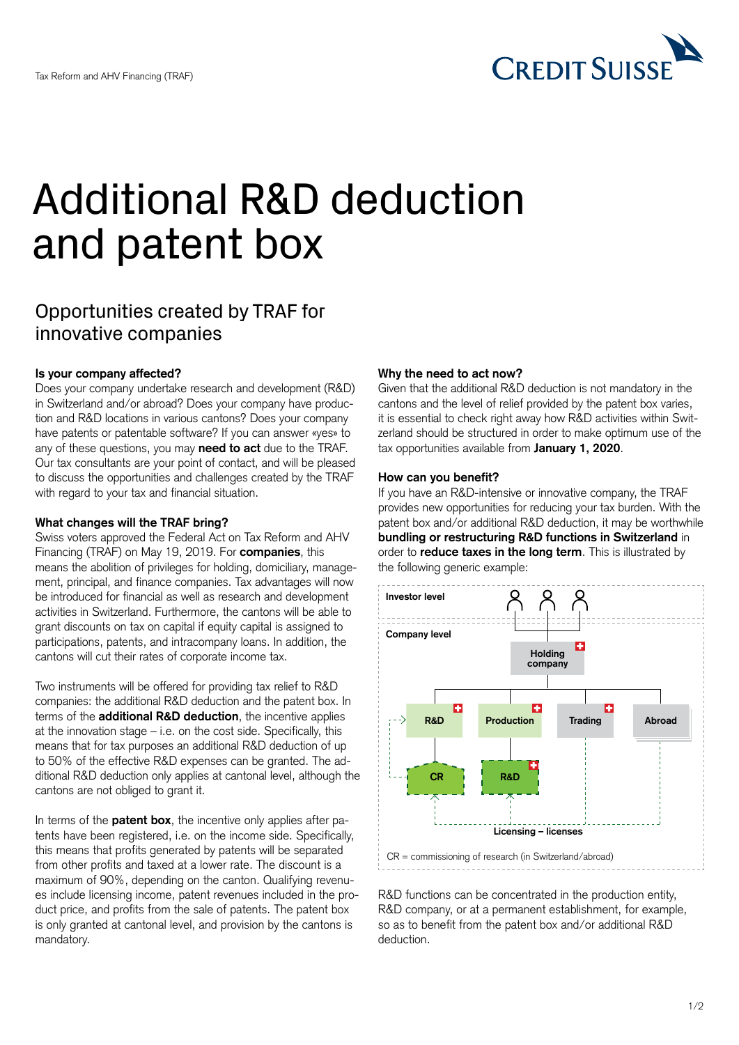# Additional R&D deduction and patent box

## Opportunities created by TRAF for innovative companies

### Is your company affected?

Does your company undertake research and development (R&D) in Switzerland and/or abroad? Does your company have production and R&D locations in various cantons? Does your company have patents or patentable software? If you can answer «yes» to any of these questions, you may **need to act** due to the TRAF. Our tax consultants are your point of contact, and will be pleased to discuss the opportunities and challenges created by the TRAF with regard to your tax and financial situation.

### What changes will the TRAF bring?

Swiss voters approved the Federal Act on Tax Reform and AHV Financing (TRAF) on May 19, 2019. For **companies**, this means the abolition of privileges for holding, domiciliary, management, principal, and finance companies. Tax advantages will now be introduced for financial as well as research and development activities in Switzerland. Furthermore, the cantons will be able to grant discounts on tax on capital if equity capital is assigned to participations, patents, and intracompany loans. In addition, the cantons will cut their rates of corporate income tax.

Two instruments will be offered for providing tax relief to R&D companies: the additional R&D deduction and the patent box. In terms of the **additional R&D deduction**, the incentive applies at the innovation stage – i.e. on the cost side. Specifically, this means that for tax purposes an additional R&D deduction of up to 50% of the effective R&D expenses can be granted. The additional R&D deduction only applies at cantonal level, although the cantons are not obliged to grant it.

In terms of the **patent box**, the incentive only applies after patents have been registered, i.e. on the income side. Specifically, this means that profits generated by patents will be separated from other profits and taxed at a lower rate. The discount is a maximum of 90%, depending on the canton. Qualifying revenues include licensing income, patent revenues included in the product price, and profits from the sale of patents. The patent box is only granted at cantonal level, and provision by the cantons is mandatory.

### Why the need to act now?

Given that the additional R&D deduction is not mandatory in the cantons and the level of relief provided by the patent box varies, it is essential to check right away how R&D activities within Switzerland should be structured in order to make optimum use of the tax opportunities available from **January 1, 2020**.

### How can you benefit?

If you have an R&D-intensive or innovative company, the TRAF provides new opportunities for reducing your tax burden. With the patent box and/or additional R&D deduction, it may be worthwhile **bundling or restructuring R&D functions in Switzerland** in order to **reduce taxes in the long term**. This is illustrated by the following generic example:

CR = commissioning of research (in Switzerland/abroad)

R&D functions can be concentrated in the production entity, R&D company, or at a permanent establishment, for example, so as to benefit from the patent box and/or additional R&D deduction.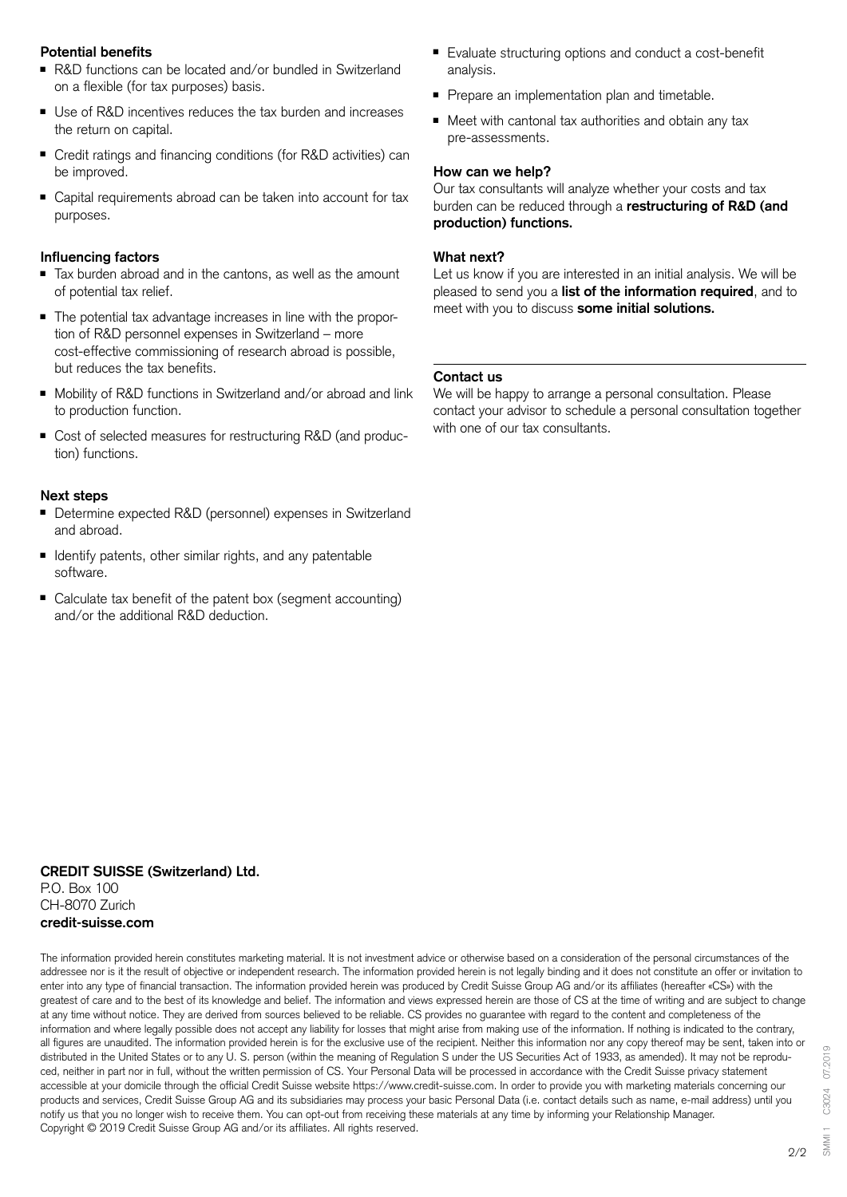### Potential benefits

- R&D functions can be located and/or bundled in Switzerland on a flexible (for tax purposes) basis.
- Use of R&D incentives reduces the tax burden and increases the return on capital.
- Credit ratings and financing conditions (for R&D activities) can be improved.
- Capital requirements abroad can be taken into account for tax purposes.

### Influencing factors

- Tax burden abroad and in the cantons, as well as the amount of potential tax relief.
- The potential tax advantage increases in line with the proportion of R&D personnel expenses in Switzerland – more cost-effective commissioning of research abroad is possible, but reduces the tax benefits.
- Mobility of R&D functions in Switzerland and/or abroad and link to production function.
- Cost of selected measures for restructuring R&D (and production) functions.

### Next steps

- Determine expected R&D (personnel) expenses in Switzerland and abroad.
- Identify patents, other similar rights, and any patentable software.
- Calculate tax benefit of the patent box (segment accounting) and/or the additional R&D deduction.
- Evaluate structuring options and conduct a cost-benefit analysis.
- Prepare an implementation plan and timetable.
- Meet with cantonal tax authorities and obtain any tax pre-assessments.

### How can we help?

Our tax consultants will analyze whether your costs and tax burden can be reduced through a **restructuring of R&D (and production) functions.**

### What next?

Let us know if you are interested in an initial analysis. We will be pleased to send you a **list of the information required**, and to meet with you to discuss **some initial solutions.**

### Contact us

We will be happy to arrange a personal consultation. Please contact your advisor to schedule a personal consultation together with one of our tax consultants.

**CREDIT SUISSE (Switzerland) Ltd.**
P.O. Box 100
CH-8070 Zurich
**credit-suisse.com**

The information provided herein constitutes marketing material. It is not investment advice or otherwise based on a consideration of the personal circumstances of the addressee nor is it the result of objective or independent research. The information provided herein is not legally binding and it does not constitute an offer or invitation to enter into any type of financial transaction. The information provided herein was produced by Credit Suisse Group AG and/or its affiliates (hereafter «CS») with the greatest of care and to the best of its knowledge and belief. The information and views expressed herein are those of CS at the time of writing and are subject to change at any time without notice. They are derived from sources believed to be reliable. CS provides no guarantee with regard to the content and completeness of the information and where legally possible does not accept any liability for losses that might arise from making use of the information. If nothing is indicated to the contrary, all figures are unaudited. The information provided herein is for the exclusive use of the recipient. Neither this information nor any copy thereof may be sent, taken into or distributed in the United States or to any U. S. person (within the meaning of Regulation S under the US Securities Act of 1933, as amended). It may not be reproduced, neither in part nor in full, without the written permission of CS. Your Personal Data will be processed in accordance with the Credit Suisse privacy statement accessible at your domicile through the official Credit Suisse website https://www.credit-suisse.com. In order to provide you with marketing materials concerning our products and services, Credit Suisse Group AG and its subsidiaries may process your basic Personal Data (i.e. contact details such as name, e-mail address) until you notify us that you no longer wish to receive them. You can opt-out from receiving these materials at any time by informing your Relationship Manager.
Copyright © 2019 Credit Suisse Group AG and/or its affiliates. All rights reserved.

SMMI 1 C3024 07.2019